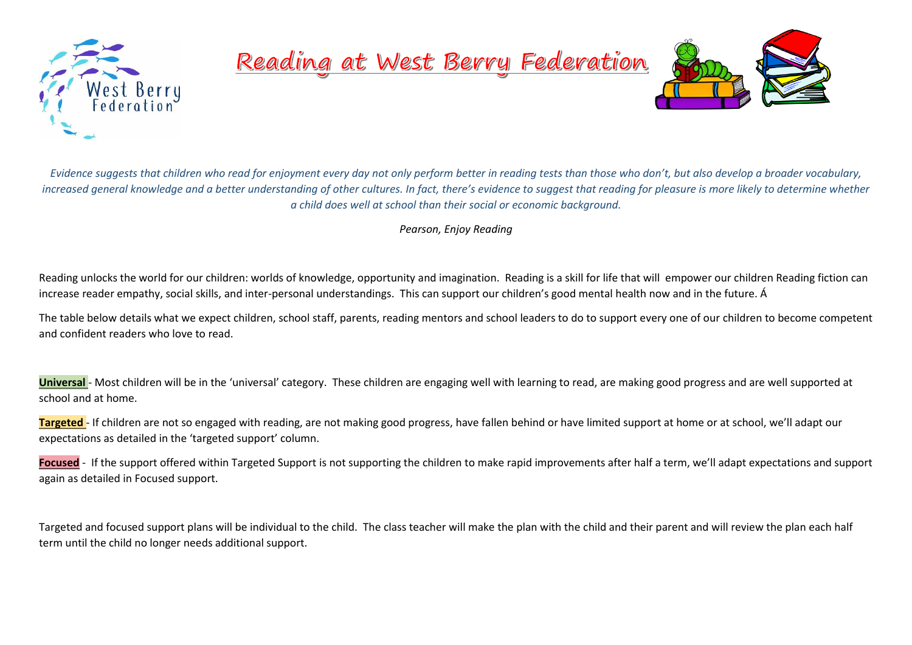# Reading at West Berry Federation

*Evidence suggests that children who read for enjoyment every day not only perform better in reading tests than those who don't, but also develop a broader vocabulary, increased general knowledge and a better understanding of other cultures. In fact, there's evidence to suggest that reading for pleasure is more likely to determine whether a child does well at school than their social or economic background.*

*Pearson, Enjoy Reading*

Reading unlocks the world for our children: worlds of knowledge, opportunity and imagination. Reading is a skill for life that will empower our children Reading fiction can increase reader empathy, social skills, and inter-personal understandings. This can support our children's good mental health now and in the future. Á

The table below details what we expect children, school staff, parents, reading mentors and school leaders to do to support every one of our children to become competent and confident readers who love to read.

**Universal** - Most children will be in the 'universal' category. These children are engaging well with learning to read, are making good progress and are well supported at school and at home.

**Targeted** - If children are not so engaged with reading, are not making good progress, have fallen behind or have limited support at home or at school, we'll adapt our expectations as detailed in the 'targeted support' column.

**Focused** - If the support offered within Targeted Support is not supporting the children to make rapid improvements after half a term, we'll adapt expectations and support again as detailed in Focused support.

Targeted and focused support plans will be individual to the child. The class teacher will make the plan with the child and their parent and will review the plan each half term until the child no longer needs additional support.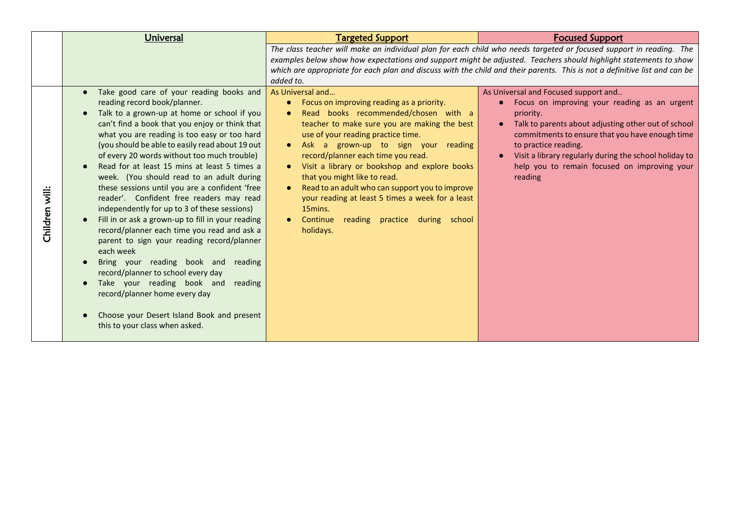| | Universal | Targeted Support | Focused Support |
|---|---|---|---|
| | | *The class teacher will make an individual plan for each child who needs targeted or focused support in reading. The examples below show how expectations and support might be adjusted. Teachers should highlight statements to show which are appropriate for each plan and discuss with the child and their parents. This is not a definitive list and can be added to.* | |
| Children will: | • Take good care of your reading books and reading record book/planner.<br>• Talk to a grown-up at home or school if you can't find a book that you enjoy or think that what you are reading is too easy or too hard (you should be able to easily read about 19 out of every 20 words without too much trouble)<br>• Read for at least 15 mins at least 5 times a week. (You should read to an adult during these sessions until you are a confident 'free reader'. Confident free readers may read independently for up to 3 of these sessions)<br>• Fill in or ask a grown-up to fill in your reading record/planner each time you read and ask a parent to sign your reading record/planner each week<br>• Bring your reading book and reading record/planner to school every day<br>• Take your reading book and reading record/planner home every day<br>• Choose your Desert Island Book and present this to your class when asked. | As Universal and…<br>• Focus on improving reading as a priority.<br>• Read books recommended/chosen with a teacher to make sure you are making the best use of your reading practice time.<br>• Ask a grown-up to sign your reading record/planner each time you read.<br>• Visit a library or bookshop and explore books that you might like to read.<br>• Read to an adult who can support you to improve your reading at least 5 times a week for a least 15mins.<br>• Continue reading practice during school holidays. | As Universal and Focused support and..<br>• Focus on improving your reading as an urgent priority.<br>• Talk to parents about adjusting other out of school commitments to ensure that you have enough time to practice reading.<br>• Visit a library regularly during the school holiday to help you to remain focused on improving your reading |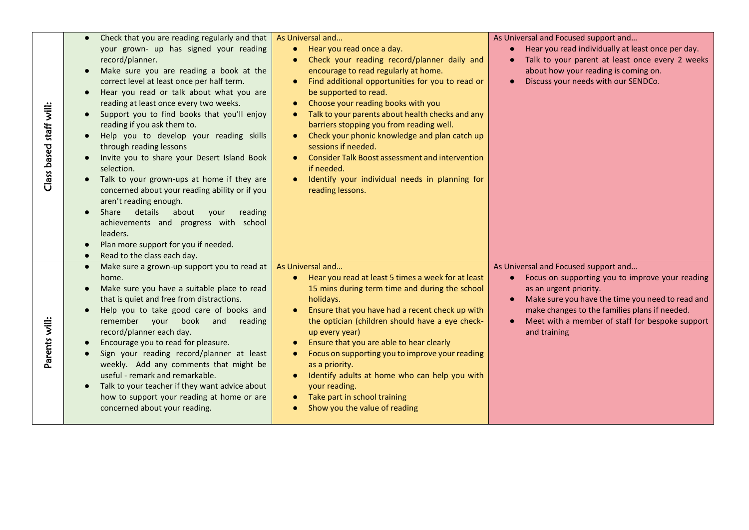| | | | |
|---|---|---|---|
| Class based staff will: | ● Check that you are reading regularly and that your grown- up has signed your reading record/planner.<br>● Make sure you are reading a book at the correct level at least once per half term.<br>● Hear you read or talk about what you are reading at least once every two weeks.<br>● Support you to find books that you'll enjoy reading if you ask them to.<br>● Help you to develop your reading skills through reading lessons<br>● Invite you to share your Desert Island Book selection.<br>● Talk to your grown-ups at home if they are concerned about your reading ability or if you aren't reading enough.<br>● Share details about your reading achievements and progress with school leaders.<br>● Plan more support for you if needed.<br>● Read to the class each day. | As Universal and…<br>● Hear you read once a day.<br>● Check your reading record/planner daily and encourage to read regularly at home.<br>● Find additional opportunities for you to read or be supported to read.<br>● Choose your reading books with you<br>● Talk to your parents about health checks and any barriers stopping you from reading well.<br>● Check your phonic knowledge and plan catch up sessions if needed.<br>● Consider Talk Boost assessment and intervention if needed.<br>● Identify your individual needs in planning for reading lessons. | As Universal and Focused support and…<br>● Hear you read individually at least once per day.<br>● Talk to your parent at least once every 2 weeks about how your reading is coming on.<br>● Discuss your needs with our SENDCo. |
| Parents will: | ● Make sure a grown-up support you to read at home.<br>● Make sure you have a suitable place to read that is quiet and free from distractions.<br>● Help you to take good care of books and remember your book and reading record/planner each day.<br>● Encourage you to read for pleasure.<br>● Sign your reading record/planner at least weekly. Add any comments that might be useful - remark and remarkable.<br>● Talk to your teacher if they want advice about how to support your reading at home or are concerned about your reading. | As Universal and…<br>● Hear you read at least 5 times a week for at least 15 mins during term time and during the school holidays.<br>● Ensure that you have had a recent check up with the optician (children should have a eye check-up every year)<br>● Ensure that you are able to hear clearly<br>● Focus on supporting you to improve your reading as a priority.<br>● Identify adults at home who can help you with your reading.<br>● Take part in school training<br>● Show you the value of reading | As Universal and Focused support and…<br>● Focus on supporting you to improve your reading as an urgent priority.<br>● Make sure you have the time you need to read and make changes to the families plans if needed.<br>● Meet with a member of staff for bespoke support and training |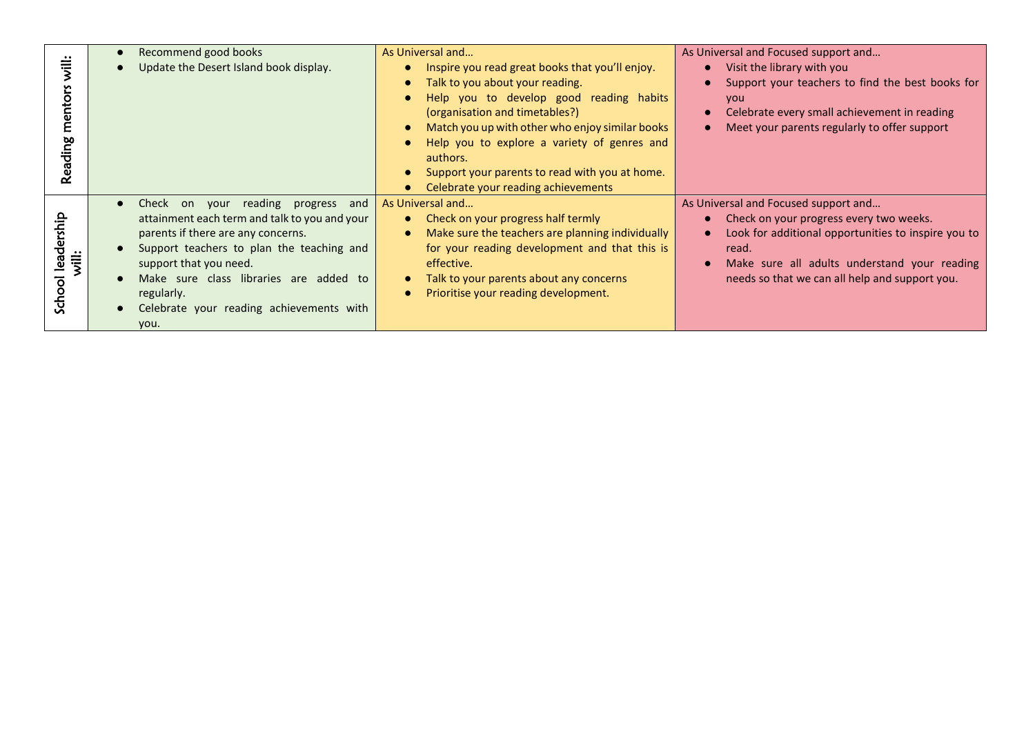| | | | |
|---|---|---|---|
| **Reading mentors will:** | • Recommend good books<br>• Update the Desert Island book display. | As Universal and…<br>• Inspire you read great books that you'll enjoy.<br>• Talk to you about your reading.<br>• Help you to develop good reading habits (organisation and timetables?)<br>• Match you up with other who enjoy similar books<br>• Help you to explore a variety of genres and authors.<br>• Support your parents to read with you at home.<br>• Celebrate your reading achievements | As Universal and Focused support and…<br>• Visit the library with you<br>• Support your teachers to find the best books for you<br>• Celebrate every small achievement in reading<br>• Meet your parents regularly to offer support |
| **School leadership will:** | • Check on your reading progress and attainment each term and talk to you and your parents if there are any concerns.<br>• Support teachers to plan the teaching and support that you need.<br>• Make sure class libraries are added to regularly.<br>• Celebrate your reading achievements with you. | As Universal and…<br>• Check on your progress half termly<br>• Make sure the teachers are planning individually for your reading development and that this is effective.<br>• Talk to your parents about any concerns<br>• Prioritise your reading development. | As Universal and Focused support and…<br>• Check on your progress every two weeks.<br>• Look for additional opportunities to inspire you to read.<br>• Make sure all adults understand your reading needs so that we can all help and support you. |